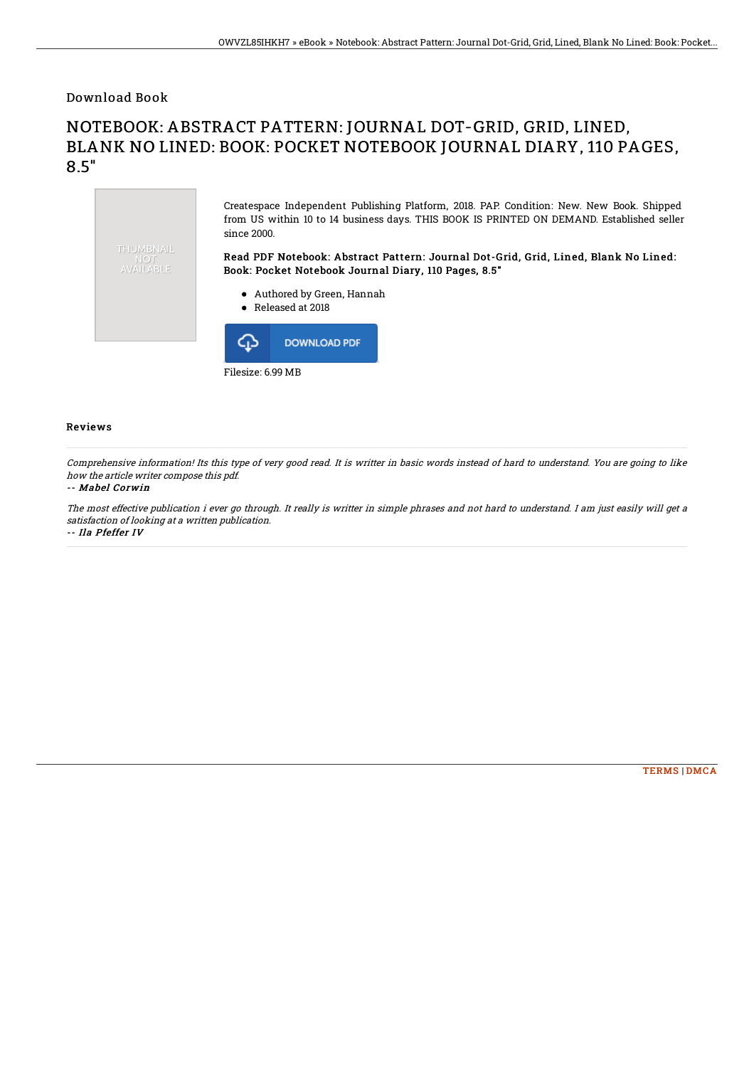Download Book

# NOTEBOOK: ABSTRACT PATTERN: JOURNAL DOT-GRID, GRID, LINED, BLANK NO LINED: BOOK: POCKET NOTEBOOK JOURNAL DIARY, 110 PAGES, 8.5"

THUMBNAIL NOT AVAILABLE

Createspace Independent Publishing Platform, 2018. PAP. Condition: New. New Book. Shipped from US within 10 to 14 business days. THIS BOOK IS PRINTED ON DEMAND. Established seller since 2000.

**Read PDF Notebook: Abstract Pattern: Journal Dot-Grid, Grid, Lined, Blank No Lined: Book: Pocket Notebook Journal Diary, 110 Pages, 8.5"**

- Authored by Green, Hannah
- Released at 2018

DOWNLOAD PDF

Filesize: 6.99 MB

## Reviews

*Comprehensive information! Its this type of very good read. It is writter in basic words instead of hard to understand. You are going to like how the article writer compose this pdf.*

*-- Mabel Corwin*

*The most effective publication i ever go through. It really is writter in simple phrases and not hard to understand. I am just easily will get a satisfaction of looking at a written publication.*

*-- Ila Pfeffer IV*

TERMS | DMCA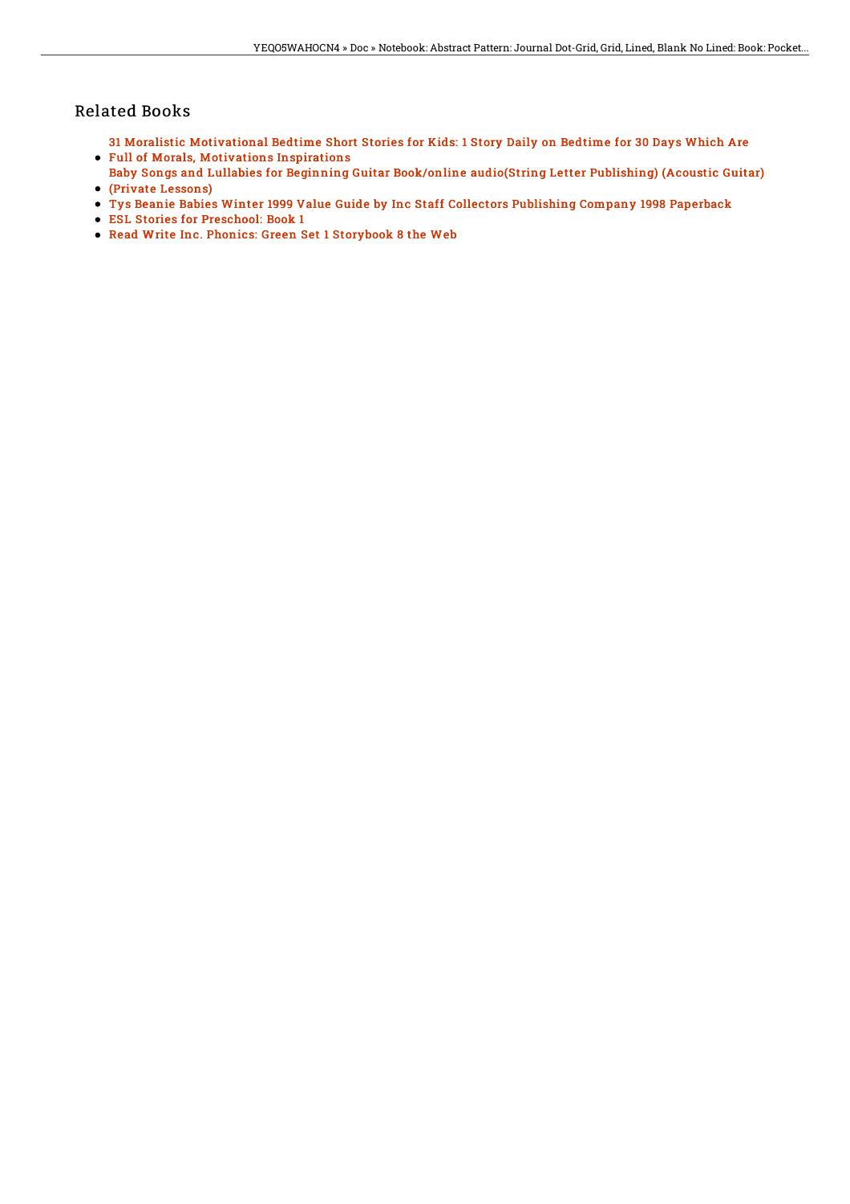## Related Books

- 31 Moralistic Motivational Bedtime Short Stories for Kids: 1 Story Daily on Bedtime for 30 Days Which Are Full of Morals, Motivations Inspirations
- Baby Songs and Lullabies for Beginning Guitar Book/online audio(String Letter Publishing) (Acoustic Guitar) (Private Lessons)
- Tys Beanie Babies Winter 1999 Value Guide by Inc Staff Collectors Publishing Company 1998 Paperback
- ESL Stories for Preschool: Book 1
- Read Write Inc. Phonics: Green Set 1 Storybook 8 the Web